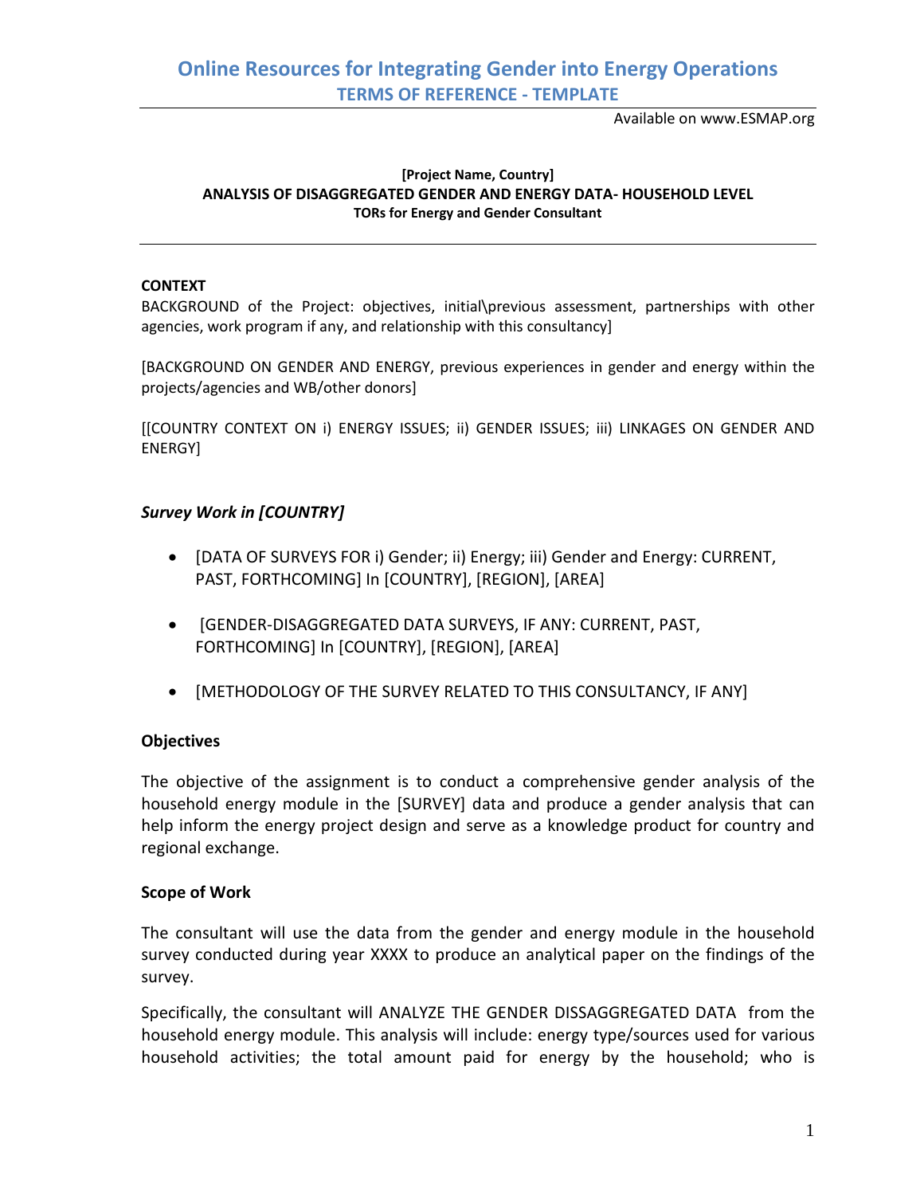# Online Resources for Integrating Gender into Energy Operations

## TERMS OF REFERENCE - TEMPLATE

Available on www.ESMAP.org

**[Project Name, Country]**
**ANALYSIS OF DISAGGREGATED GENDER AND ENERGY DATA- HOUSEHOLD LEVEL**
**TORs for Energy and Gender Consultant**

---

**CONTEXT**

BACKGROUND of the Project: objectives, initial\previous assessment, partnerships with other agencies, work program if any, and relationship with this consultancy]

[BACKGROUND ON GENDER AND ENERGY, previous experiences in gender and energy within the projects/agencies and WB/other donors]

[[COUNTRY CONTEXT ON i) ENERGY ISSUES; ii) GENDER ISSUES; iii) LINKAGES ON GENDER AND ENERGY]

***Survey Work in [COUNTRY]***

- [DATA OF SURVEYS FOR i) Gender; ii) Energy; iii) Gender and Energy: CURRENT, PAST, FORTHCOMING] In [COUNTRY], [REGION], [AREA]
- [GENDER-DISAGGREGATED DATA SURVEYS, IF ANY: CURRENT, PAST, FORTHCOMING] In [COUNTRY], [REGION], [AREA]
- [METHODOLOGY OF THE SURVEY RELATED TO THIS CONSULTANCY, IF ANY]

**Objectives**

The objective of the assignment is to conduct a comprehensive gender analysis of the household energy module in the [SURVEY] data and produce a gender analysis that can help inform the energy project design and serve as a knowledge product for country and regional exchange.

**Scope of Work**

The consultant will use the data from the gender and energy module in the household survey conducted during year XXXX to produce an analytical paper on the findings of the survey.

Specifically, the consultant will ANALYZE THE GENDER DISSAGGREGATED DATA from the household energy module. This analysis will include: energy type/sources used for various household activities; the total amount paid for energy by the household; who is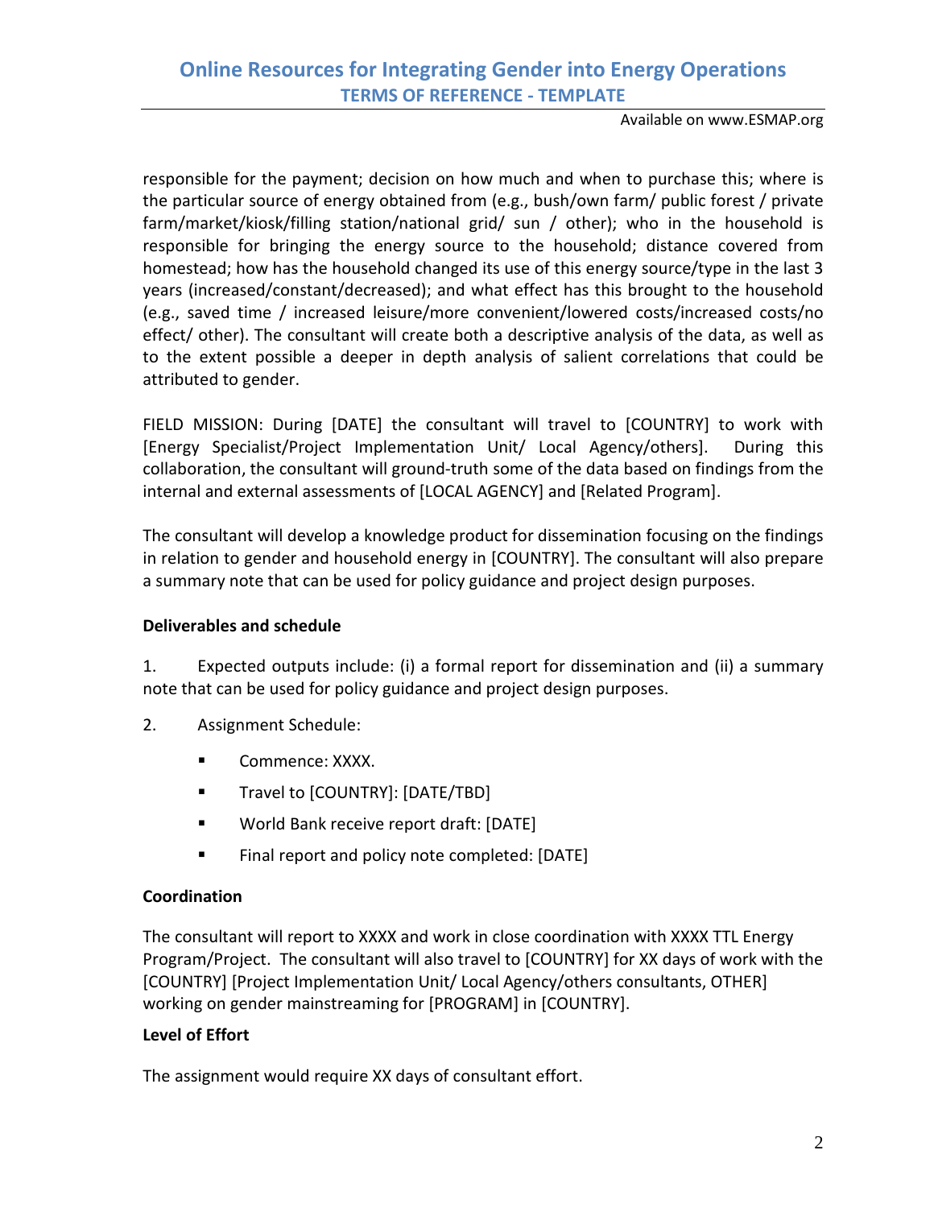responsible for the payment; decision on how much and when to purchase this; where is the particular source of energy obtained from (e.g., bush/own farm/ public forest / private farm/market/kiosk/filling station/national grid/ sun / other); who in the household is responsible for bringing the energy source to the household; distance covered from homestead; how has the household changed its use of this energy source/type in the last 3 years (increased/constant/decreased); and what effect has this brought to the household (e.g., saved time / increased leisure/more convenient/lowered costs/increased costs/no effect/ other). The consultant will create both a descriptive analysis of the data, as well as to the extent possible a deeper in depth analysis of salient correlations that could be attributed to gender.

FIELD MISSION: During [DATE] the consultant will travel to [COUNTRY] to work with [Energy Specialist/Project Implementation Unit/ Local Agency/others]. During this collaboration, the consultant will ground-truth some of the data based on findings from the internal and external assessments of [LOCAL AGENCY] and [Related Program].

The consultant will develop a knowledge product for dissemination focusing on the findings in relation to gender and household energy in [COUNTRY]. The consultant will also prepare a summary note that can be used for policy guidance and project design purposes.

**Deliverables and schedule**

1. Expected outputs include: (i) a formal report for dissemination and (ii) a summary note that can be used for policy guidance and project design purposes.

2. Assignment Schedule:

   - Commence: XXXX.
   - Travel to [COUNTRY]: [DATE/TBD]
   - World Bank receive report draft: [DATE]
   - Final report and policy note completed: [DATE]

**Coordination**

The consultant will report to XXXX and work in close coordination with XXXX TTL Energy Program/Project. The consultant will also travel to [COUNTRY] for XX days of work with the [COUNTRY] [Project Implementation Unit/ Local Agency/others consultants, OTHER] working on gender mainstreaming for [PROGRAM] in [COUNTRY].

**Level of Effort**

The assignment would require XX days of consultant effort.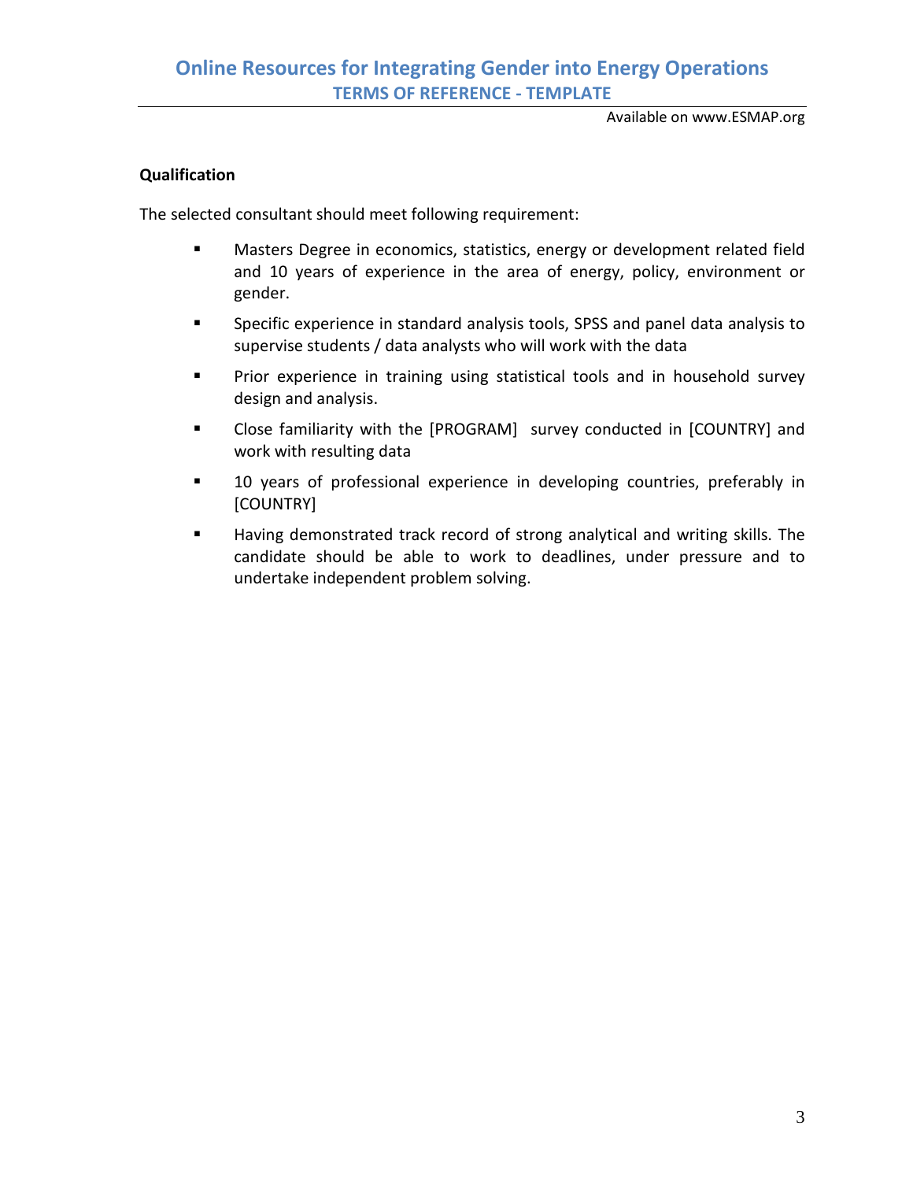**Qualification**

The selected consultant should meet following requirement:

- Masters Degree in economics, statistics, energy or development related field and 10 years of experience in the area of energy, policy, environment or gender.
- Specific experience in standard analysis tools, SPSS and panel data analysis to supervise students / data analysts who will work with the data
- Prior experience in training using statistical tools and in household survey design and analysis.
- Close familiarity with the [PROGRAM] survey conducted in [COUNTRY] and work with resulting data
- 10 years of professional experience in developing countries, preferably in [COUNTRY]
- Having demonstrated track record of strong analytical and writing skills. The candidate should be able to work to deadlines, under pressure and to undertake independent problem solving.